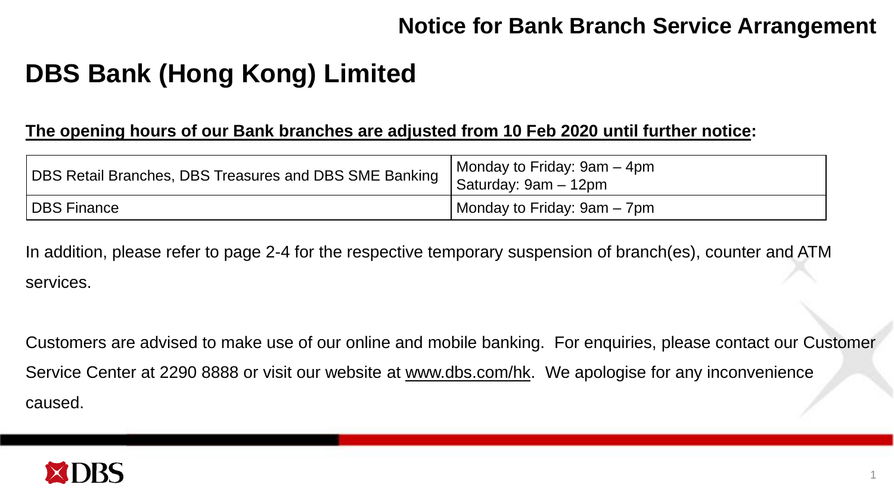## Notice for Bank Branch Service Arrangement

# DBS Bank (Hong Kong) Limited

**The opening hours of our Bank branches are adjusted from 10 Feb 2020 until further notice:**

| | |
|---|---|
| DBS Retail Branches, DBS Treasures and DBS SME Banking | Monday to Friday: 9am – 4pm<br>Saturday: 9am – 12pm |
| DBS Finance | Monday to Friday: 9am – 7pm |

In addition, please refer to page 2-4 for the respective temporary suspension of branch(es), counter and ATM services.

Customers are advised to make use of our online and mobile banking. For enquiries, please contact our Customer Service Center at 2290 8888 or visit our website at www.dbs.com/hk. We apologise for any inconvenience caused.

DBS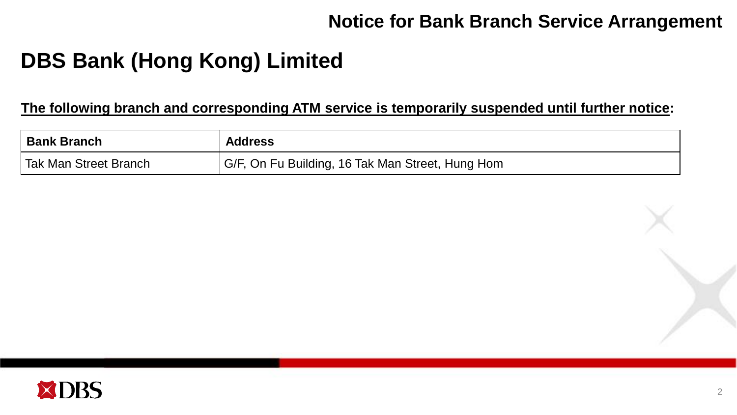# Notice for Bank Branch Service Arrangement

## DBS Bank (Hong Kong) Limited

**The following branch and corresponding ATM service is temporarily suspended until further notice:**

| Bank Branch | Address |
|---|---|
| Tak Man Street Branch | G/F, On Fu Building, 16 Tak Man Street, Hung Hom |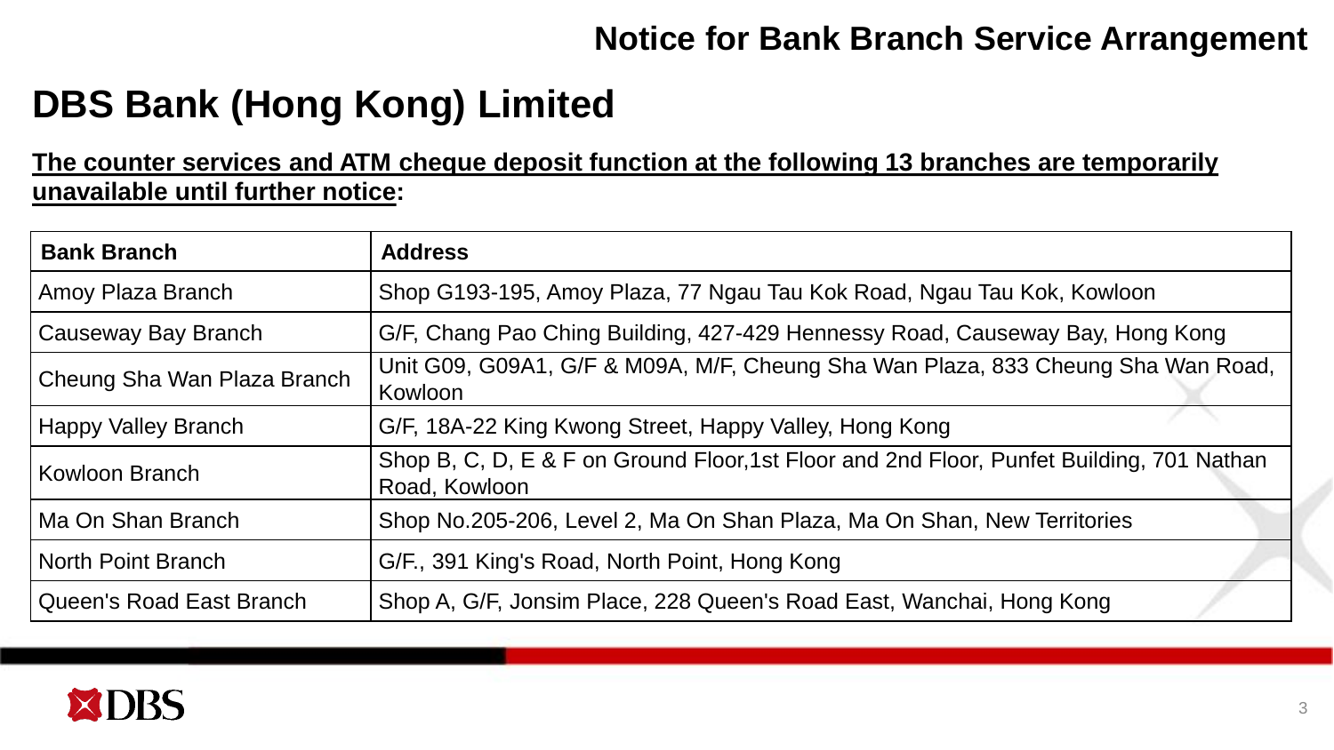## Notice for Bank Branch Service Arrangement

# DBS Bank (Hong Kong) Limited

**The counter services and ATM cheque deposit function at the following 13 branches are temporarily unavailable until further notice:**

| Bank Branch | Address |
| --- | --- |
| Amoy Plaza Branch | Shop G193-195, Amoy Plaza, 77 Ngau Tau Kok Road, Ngau Tau Kok, Kowloon |
| Causeway Bay Branch | G/F, Chang Pao Ching Building, 427-429 Hennessy Road, Causeway Bay, Hong Kong |
| Cheung Sha Wan Plaza Branch | Unit G09, G09A1, G/F & M09A, M/F, Cheung Sha Wan Plaza, 833 Cheung Sha Wan Road, Kowloon |
| Happy Valley Branch | G/F, 18A-22 King Kwong Street, Happy Valley, Hong Kong |
| Kowloon Branch | Shop B, C, D, E & F on Ground Floor,1st Floor and 2nd Floor, Punfet Building, 701 Nathan Road, Kowloon |
| Ma On Shan Branch | Shop No.205-206, Level 2, Ma On Shan Plaza, Ma On Shan, New Territories |
| North Point Branch | G/F., 391 King's Road, North Point, Hong Kong |
| Queen's Road East Branch | Shop A, G/F, Jonsim Place, 228 Queen's Road East, Wanchai, Hong Kong |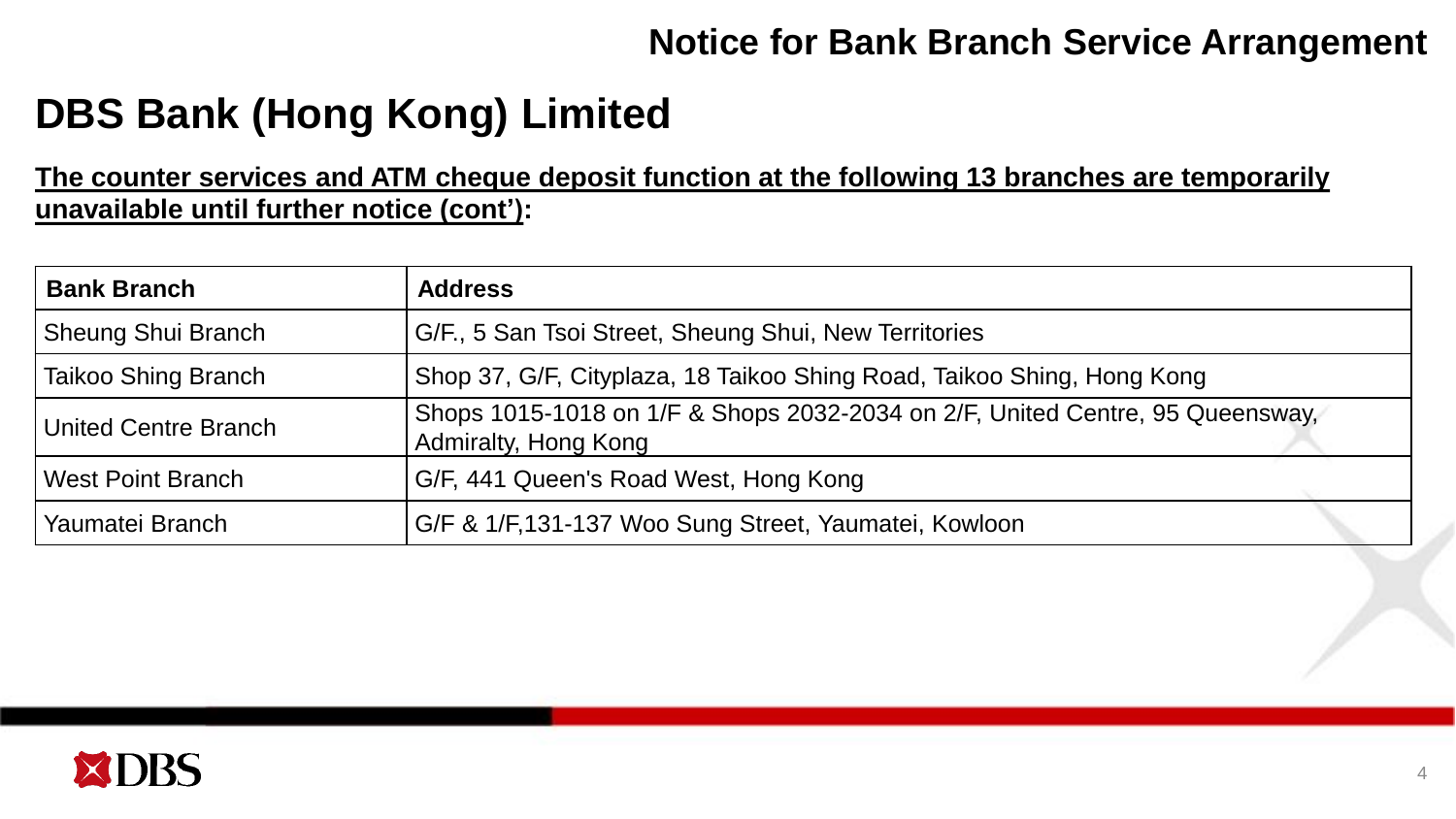Notice for Bank Branch Service Arrangement

# DBS Bank (Hong Kong) Limited

**The counter services and ATM cheque deposit function at the following 13 branches are temporarily unavailable until further notice (cont'):**

| Bank Branch | Address |
|---|---|
| Sheung Shui Branch | G/F., 5 San Tsoi Street, Sheung Shui, New Territories |
| Taikoo Shing Branch | Shop 37, G/F, Cityplaza, 18 Taikoo Shing Road, Taikoo Shing, Hong Kong |
| United Centre Branch | Shops 1015-1018 on 1/F & Shops 2032-2034 on 2/F, United Centre, 95 Queensway, Admiralty, Hong Kong |
| West Point Branch | G/F, 441 Queen's Road West, Hong Kong |
| Yaumatei Branch | G/F & 1/F,131-137 Woo Sung Street, Yaumatei, Kowloon |